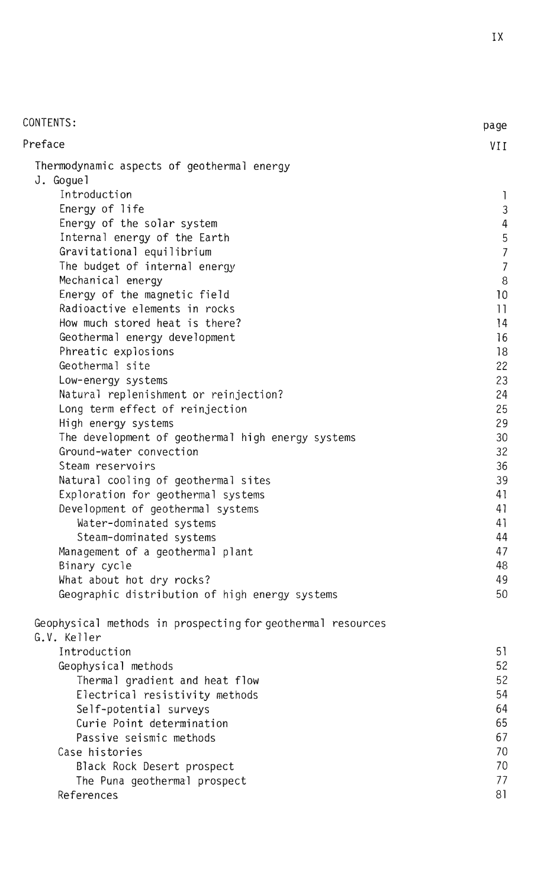CONTENTS:

| | page |
|---|---|
| Preface | VII |
| Thermodynamic aspects of geothermal energy | |
| J. Goguel | |
| Introduction | 1 |
| Energy of life | 3 |
| Energy of the solar system | 4 |
| Internal energy of the Earth | 5 |
| Gravitational equilibrium | 7 |
| The budget of internal energy | 7 |
| Mechanical energy | 8 |
| Energy of the magnetic field | 10 |
| Radioactive elements in rocks | 11 |
| How much stored heat is there? | 14 |
| Geothermal energy development | 16 |
| Phreatic explosions | 18 |
| Geothermal site | 22 |
| Low-energy systems | 23 |
| Natural replenishment or reinjection? | 24 |
| Long term effect of reinjection | 25 |
| High energy systems | 29 |
| The development of geothermal high energy systems | 30 |
| Ground-water convection | 32 |
| Steam reservoirs | 36 |
| Natural cooling of geothermal sites | 39 |
| Exploration for geothermal systems | 41 |
| Development of geothermal systems | 41 |
| Water-dominated systems | 41 |
| Steam-dominated systems | 44 |
| Management of a geothermal plant | 47 |
| Binary cycle | 48 |
| What about hot dry rocks? | 49 |
| Geographic distribution of high energy systems | 50 |
| Geophysical methods in prospecting for geothermal resources | |
| G.V. Keller | |
| Introduction | 51 |
| Geophysical methods | 52 |
| Thermal gradient and heat flow | 52 |
| Electrical resistivity methods | 54 |
| Self-potential surveys | 64 |
| Curie Point determination | 65 |
| Passive seismic methods | 67 |
| Case histories | 70 |
| Black Rock Desert prospect | 70 |
| The Puna geothermal prospect | 77 |
| References | 81 |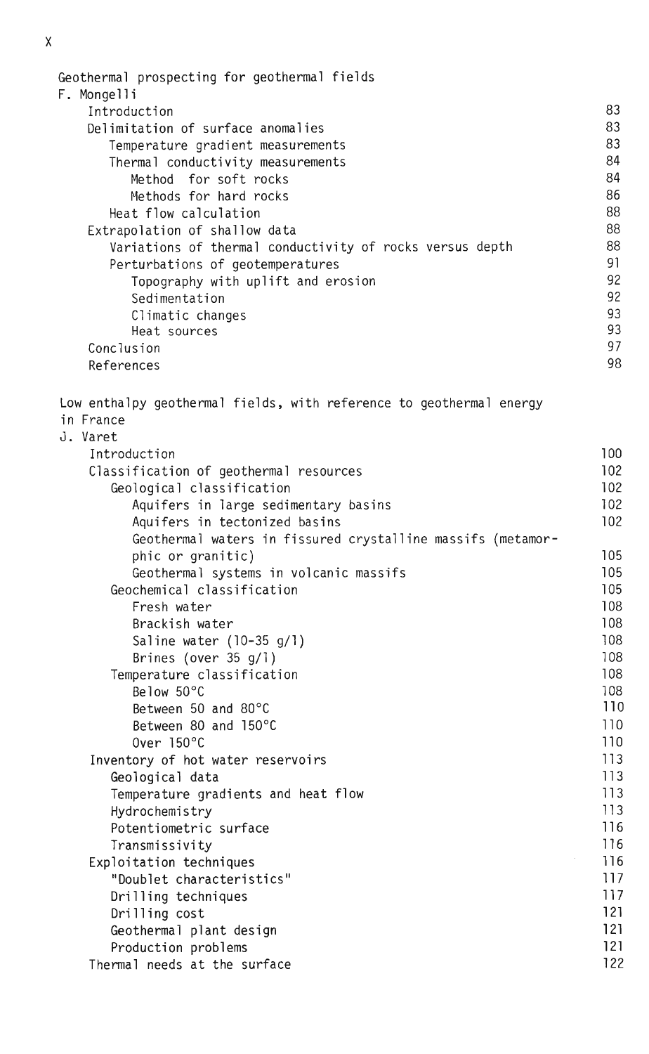Geothermal prospecting for geothermal fields

F. Mongelli

| | |
|---|---|
| Introduction | 83 |
| Delimitation of surface anomalies | 83 |
| &nbsp;&nbsp;&nbsp;Temperature gradient measurements | 83 |
| &nbsp;&nbsp;&nbsp;Thermal conductivity measurements | 84 |
| &nbsp;&nbsp;&nbsp;&nbsp;&nbsp;&nbsp;Method for soft rocks | 84 |
| &nbsp;&nbsp;&nbsp;&nbsp;&nbsp;&nbsp;Methods for hard rocks | 86 |
| &nbsp;&nbsp;&nbsp;Heat flow calculation | 88 |
| Extrapolation of shallow data | 88 |
| &nbsp;&nbsp;&nbsp;Variations of thermal conductivity of rocks versus depth | 88 |
| &nbsp;&nbsp;&nbsp;Perturbations of geotemperatures | 91 |
| &nbsp;&nbsp;&nbsp;&nbsp;&nbsp;&nbsp;Topography with uplift and erosion | 92 |
| &nbsp;&nbsp;&nbsp;&nbsp;&nbsp;&nbsp;Sedimentation | 92 |
| &nbsp;&nbsp;&nbsp;&nbsp;&nbsp;&nbsp;Climatic changes | 93 |
| &nbsp;&nbsp;&nbsp;&nbsp;&nbsp;&nbsp;Heat sources | 93 |
| Conclusion | 97 |
| References | 98 |

Low enthalpy geothermal fields, with reference to geothermal energy in France

J. Varet

| | |
|---|---|
| Introduction | 100 |
| Classification of geothermal resources | 102 |
| &nbsp;&nbsp;&nbsp;Geological classification | 102 |
| &nbsp;&nbsp;&nbsp;&nbsp;&nbsp;&nbsp;Aquifers in large sedimentary basins | 102 |
| &nbsp;&nbsp;&nbsp;&nbsp;&nbsp;&nbsp;Aquifers in tectonized basins | 102 |
| &nbsp;&nbsp;&nbsp;&nbsp;&nbsp;&nbsp;Geothermal waters in fissured crystalline massifs (metamorphic or granitic) | 105 |
| &nbsp;&nbsp;&nbsp;&nbsp;&nbsp;&nbsp;Geothermal systems in volcanic massifs | 105 |
| &nbsp;&nbsp;&nbsp;Geochemical classification | 105 |
| &nbsp;&nbsp;&nbsp;&nbsp;&nbsp;&nbsp;Fresh water | 108 |
| &nbsp;&nbsp;&nbsp;&nbsp;&nbsp;&nbsp;Brackish water | 108 |
| &nbsp;&nbsp;&nbsp;&nbsp;&nbsp;&nbsp;Saline water (10-35 g/l) | 108 |
| &nbsp;&nbsp;&nbsp;&nbsp;&nbsp;&nbsp;Brines (over 35 g/l) | 108 |
| &nbsp;&nbsp;&nbsp;Temperature classification | 108 |
| &nbsp;&nbsp;&nbsp;&nbsp;&nbsp;&nbsp;Below 50°C | 108 |
| &nbsp;&nbsp;&nbsp;&nbsp;&nbsp;&nbsp;Between 50 and 80°C | 110 |
| &nbsp;&nbsp;&nbsp;&nbsp;&nbsp;&nbsp;Between 80 and 150°C | 110 |
| &nbsp;&nbsp;&nbsp;&nbsp;&nbsp;&nbsp;Over 150°C | 110 |
| Inventory of hot water reservoirs | 113 |
| &nbsp;&nbsp;&nbsp;Geological data | 113 |
| &nbsp;&nbsp;&nbsp;Temperature gradients and heat flow | 113 |
| &nbsp;&nbsp;&nbsp;Hydrochemistry | 113 |
| &nbsp;&nbsp;&nbsp;Potentiometric surface | 116 |
| &nbsp;&nbsp;&nbsp;Transmissivity | 116 |
| Exploitation techniques | 116 |
| &nbsp;&nbsp;&nbsp;"Doublet characteristics" | 117 |
| &nbsp;&nbsp;&nbsp;Drilling techniques | 117 |
| &nbsp;&nbsp;&nbsp;Drilling cost | 121 |
| &nbsp;&nbsp;&nbsp;Geothermal plant design | 121 |
| &nbsp;&nbsp;&nbsp;Production problems | 121 |
| Thermal needs at the surface | 122 |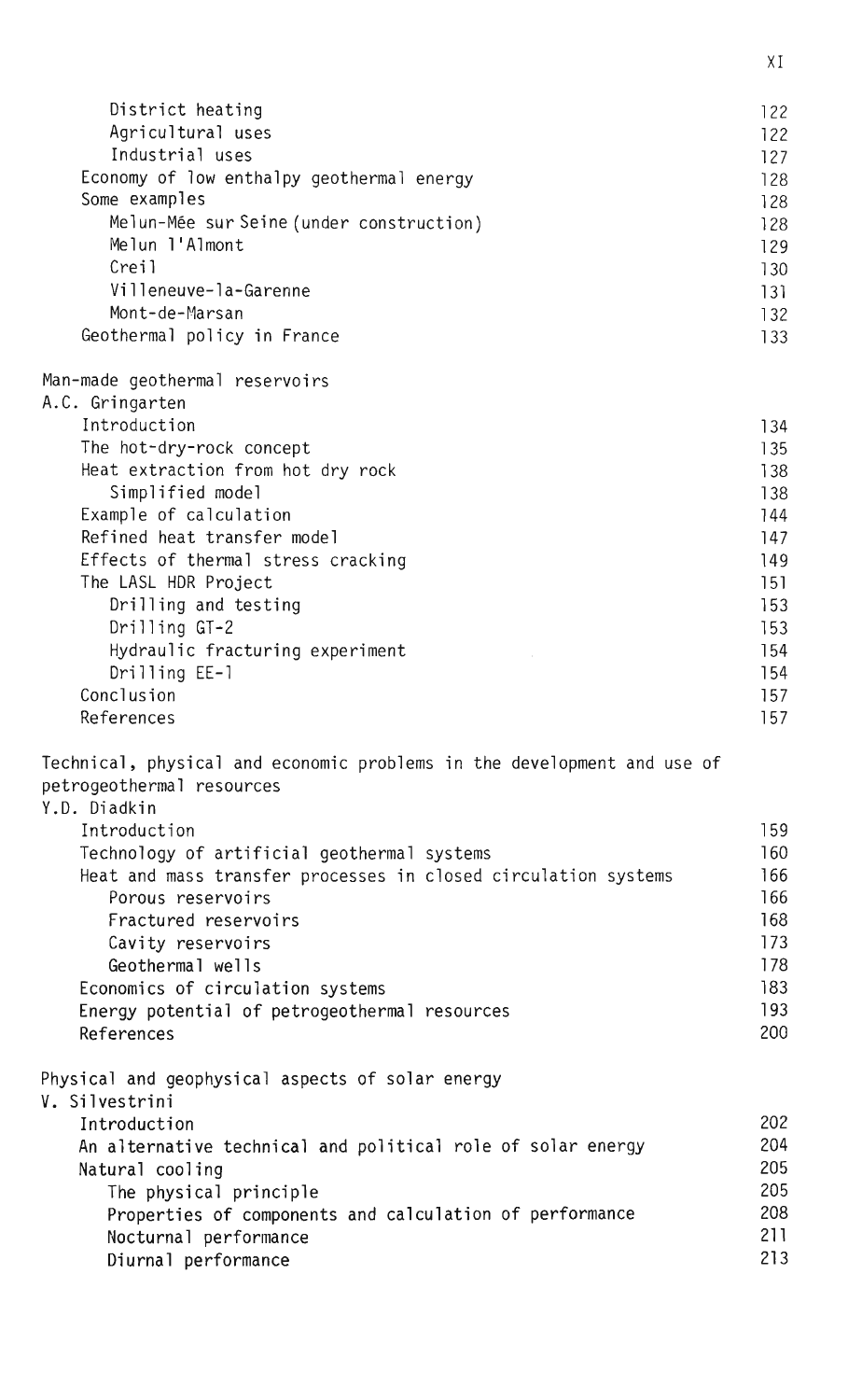| | |
|---|---|
| District heating | 122 |
| Agricultural uses | 122 |
| Industrial uses | 127 |
| Economy of low enthalpy geothermal energy | 128 |
| Some examples | 128 |
| Melun-Mée sur Seine (under construction) | 128 |
| Melun l'Almont | 129 |
| Creil | 130 |
| Villeneuve-la-Garenne | 131 |
| Mont-de-Marsan | 132 |
| Geothermal policy in France | 133 |

Man-made geothermal reservoirs
A.C. Gringarten

| | |
|---|---|
| Introduction | 134 |
| The hot-dry-rock concept | 135 |
| Heat extraction from hot dry rock | 138 |
| Simplified model | 138 |
| Example of calculation | 144 |
| Refined heat transfer model | 147 |
| Effects of thermal stress cracking | 149 |
| The LASL HDR Project | 151 |
| Drilling and testing | 153 |
| Drilling GT-2 | 153 |
| Hydraulic fracturing experiment | 154 |
| Drilling EE-1 | 154 |
| Conclusion | 157 |
| References | 157 |

Technical, physical and economic problems in the development and use of petrogeothermal resources
Y.D. Diadkin

| | |
|---|---|
| Introduction | 159 |
| Technology of artificial geothermal systems | 160 |
| Heat and mass transfer processes in closed circulation systems | 166 |
| Porous reservoirs | 166 |
| Fractured reservoirs | 168 |
| Cavity reservoirs | 173 |
| Geothermal wells | 178 |
| Economics of circulation systems | 183 |
| Energy potential of petrogeothermal resources | 193 |
| References | 200 |

Physical and geophysical aspects of solar energy
V. Silvestrini

| | |
|---|---|
| Introduction | 202 |
| An alternative technical and political role of solar energy | 204 |
| Natural cooling | 205 |
| The physical principle | 205 |
| Properties of components and calculation of performance | 208 |
| Nocturnal performance | 211 |
| Diurnal performance | 213 |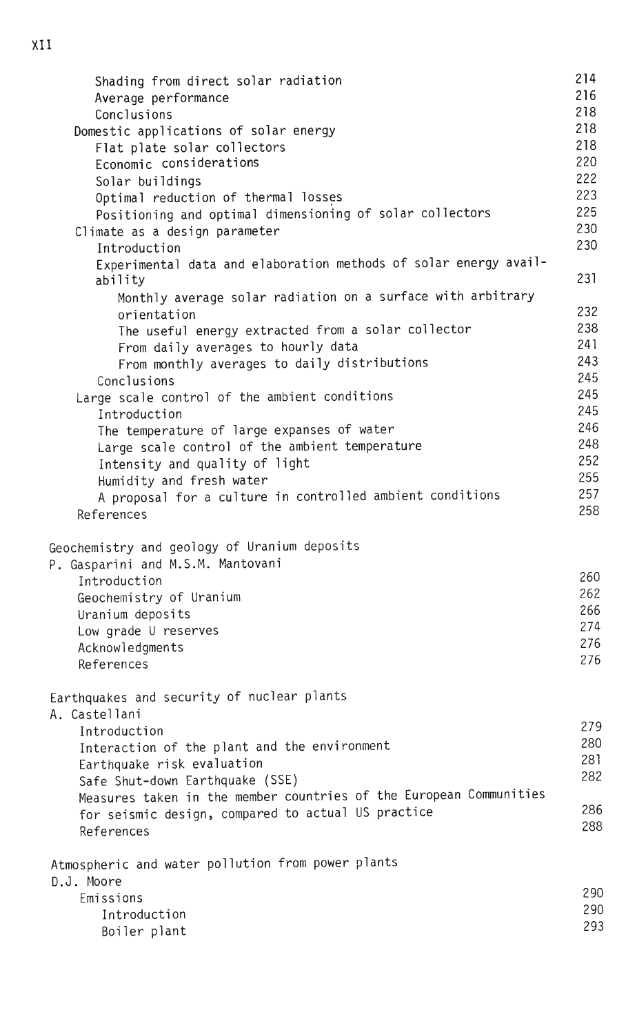| | |
|---|---|
| Shading from direct solar radiation | 214 |
| Average performance | 216 |
| Conclusions | 218 |
| Domestic applications of solar energy | 218 |
| Flat plate solar collectors | 218 |
| Economic considerations | 220 |
| Solar buildings | 222 |
| Optimal reduction of thermal losses | 223 |
| Positioning and optimal dimensioning of solar collectors | 225 |
| Climate as a design parameter | 230 |
| Introduction | 230 |
| Experimental data and elaboration methods of solar energy availability | 231 |
| Monthly average solar radiation on a surface with arbitrary orientation | 232 |
| The useful energy extracted from a solar collector | 238 |
| From daily averages to hourly data | 241 |
| From monthly averages to daily distributions | 243 |
| Conclusions | 245 |
| Large scale control of the ambient conditions | 245 |
| Introduction | 245 |
| The temperature of large expanses of water | 246 |
| Large scale control of the ambient temperature | 248 |
| Intensity and quality of light | 252 |
| Humidity and fresh water | 255 |
| A proposal for a culture in controlled ambient conditions | 257 |
| References | 258 |
| | |
| Geochemistry and geology of Uranium deposits | |
| P. Gasparini and M.S.M. Mantovani | |
| Introduction | 260 |
| Geochemistry of Uranium | 262 |
| Uranium deposits | 266 |
| Low grade U reserves | 274 |
| Acknowledgments | 276 |
| References | 276 |
| | |
| Earthquakes and security of nuclear plants | |
| A. Castellani | |
| Introduction | 279 |
| Interaction of the plant and the environment | 280 |
| Earthquake risk evaluation | 281 |
| Safe Shut-down Earthquake (SSE) | 282 |
| Measures taken in the member countries of the European Communities for seismic design, compared to actual US practice | 286 |
| References | 288 |
| | |
| Atmospheric and water pollution from power plants | |
| D.J. Moore | |
| Emissions | 290 |
| Introduction | 290 |
| Boiler plant | 293 |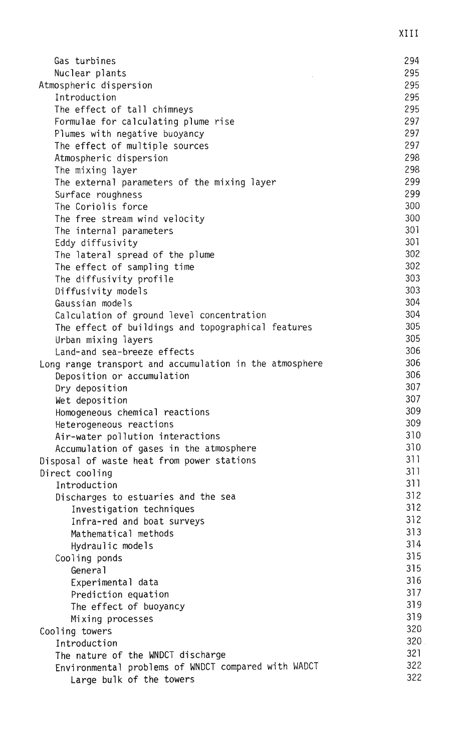| | |
|---|---|
| Gas turbines | 294 |
| Nuclear plants | 295 |
| Atmospheric dispersion | 295 |
| Introduction | 295 |
| The effect of tall chimneys | 295 |
| Formulae for calculating plume rise | 297 |
| Plumes with negative buoyancy | 297 |
| The effect of multiple sources | 297 |
| Atmospheric dispersion | 298 |
| The mixing layer | 298 |
| The external parameters of the mixing layer | 299 |
| Surface roughness | 299 |
| The Coriolis force | 300 |
| The free stream wind velocity | 300 |
| The internal parameters | 301 |
| Eddy diffusivity | 301 |
| The lateral spread of the plume | 302 |
| The effect of sampling time | 302 |
| The diffusivity profile | 303 |
| Diffusivity models | 303 |
| Gaussian models | 304 |
| Calculation of ground level concentration | 304 |
| The effect of buildings and topographical features | 305 |
| Urban mixing layers | 305 |
| Land-and sea-breeze effects | 306 |
| Long range transport and accumulation in the atmosphere | 306 |
| Deposition or accumulation | 306 |
| Dry deposition | 307 |
| Wet deposition | 307 |
| Homogeneous chemical reactions | 309 |
| Heterogeneous reactions | 309 |
| Air-water pollution interactions | 310 |
| Accumulation of gases in the atmosphere | 310 |
| Disposal of waste heat from power stations | 311 |
| Direct cooling | 311 |
| Introduction | 311 |
| Discharges to estuaries and the sea | 312 |
| Investigation techniques | 312 |
| Infra-red and boat surveys | 312 |
| Mathematical methods | 313 |
| Hydraulic models | 314 |
| Cooling ponds | 315 |
| General | 315 |
| Experimental data | 316 |
| Prediction equation | 317 |
| The effect of buoyancy | 319 |
| Mixing processes | 319 |
| Cooling towers | 320 |
| Introduction | 320 |
| The nature of the WNDCT discharge | 321 |
| Environmental problems of WNDCT compared with WADCT | 322 |
| Large bulk of the towers | 322 |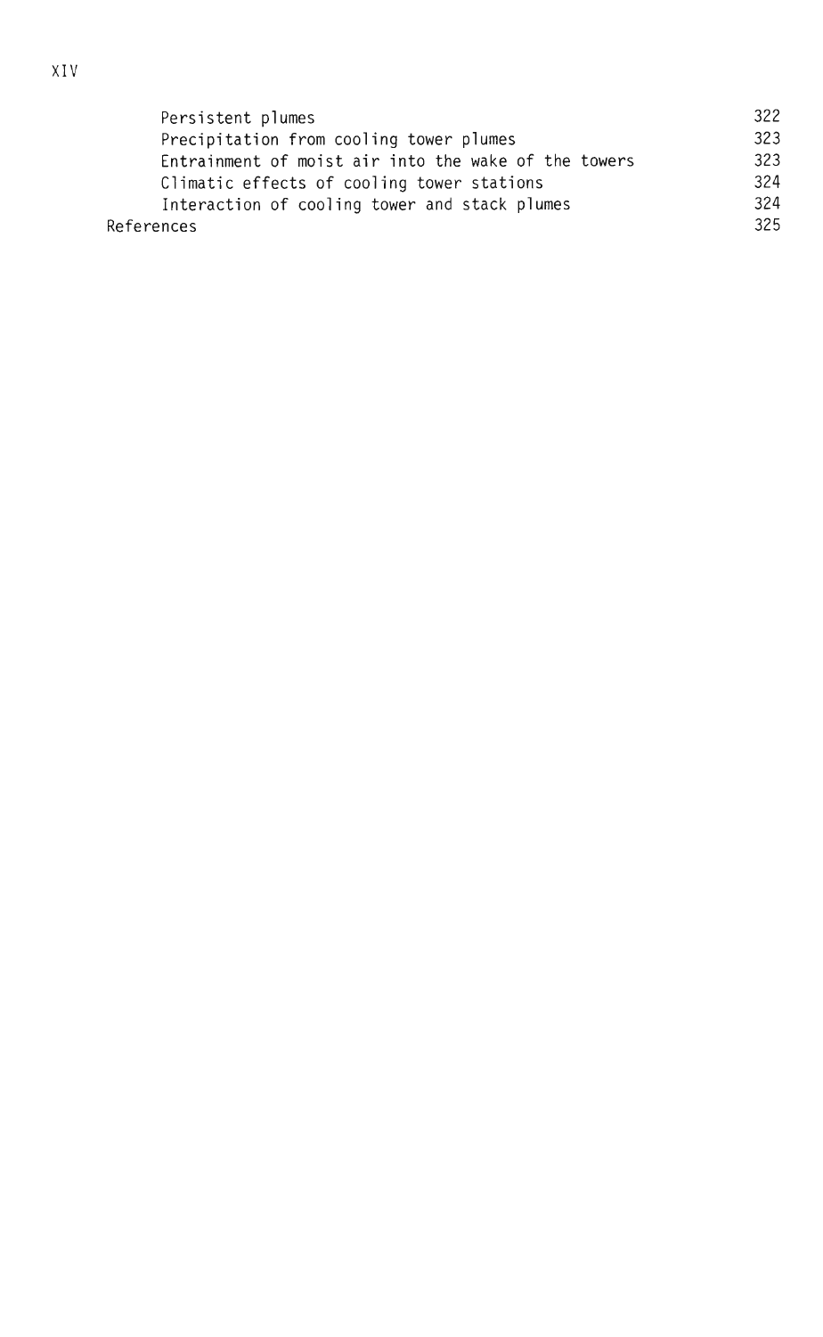| | |
|---|---|
| Persistent plumes | 322 |
| Precipitation from cooling tower plumes | 323 |
| Entrainment of moist air into the wake of the towers | 323 |
| Climatic effects of cooling tower stations | 324 |
| Interaction of cooling tower and stack plumes | 324 |
| References | 325 |